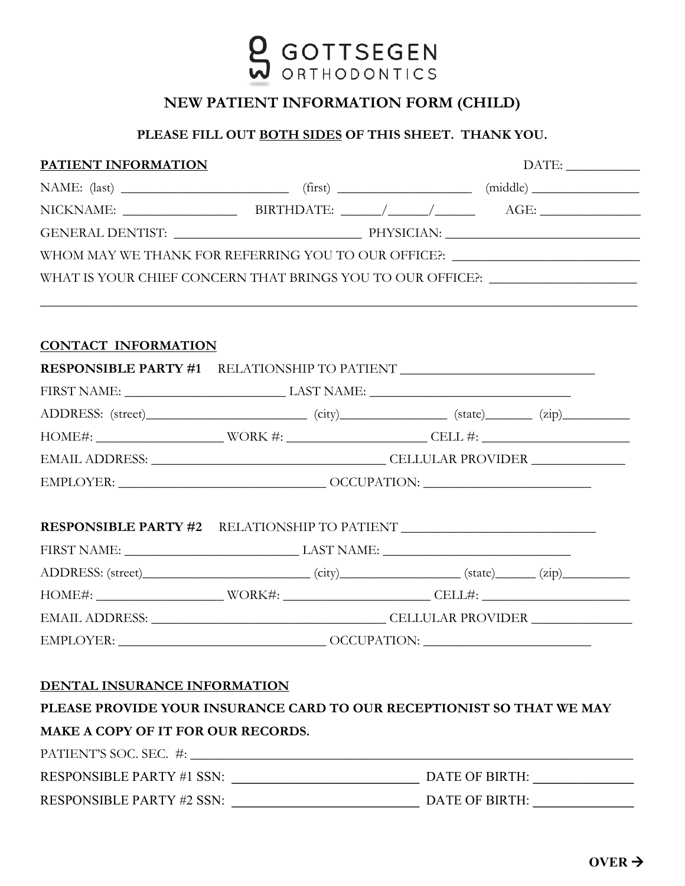GOTTSEGEN ORTHODONTICS

# NEW PATIENT INFORMATION FORM (CHILD)

**PLEASE FILL OUT <u>BOTH SIDES</u> OF THIS SHEET. THANK YOU.**

**<u>PATIENT INFORMATION</u>** DATE: ___________

NAME: (last) _________________________ (first) ___________________ (middle) ________________

NICKNAME: ________________ BIRTHDATE: ______/______/______ AGE: _______________

GENERAL DENTIST: ___________________________ PHYSICIAN: ___________________________

WHOM MAY WE THANK FOR REFERRING YOU TO OUR OFFICE?: ___________________________

WHAT IS YOUR CHIEF CONCERN THAT BRINGS YOU TO OUR OFFICE?: _____________________

_____________________________________________________________________________

**<u>CONTACT INFORMATION</u>**

**RESPONSIBLE PARTY #1** RELATIONSHIP TO PATIENT _____________________________

FIRST NAME: ________________________ LAST NAME: ____________________________

ADDRESS: (street)_________________________ (city)________________ (state)_______ (zip)__________

HOME#: __________________ WORK #: ____________________ CELL #: _____________________

EMAIL ADDRESS: __________________________________ CELLULAR PROVIDER ______________

EMPLOYER: ______________________________ OCCUPATION: ________________________

**RESPONSIBLE PARTY #2** RELATIONSHIP TO PATIENT _____________________________

FIRST NAME: __________________________ LAST NAME: ___________________________

ADDRESS: (street)_________________________ (city)__________________ (state)______ (zip)__________

HOME#: __________________ WORK#: ______________________ CELL#: _____________________

EMAIL ADDRESS: __________________________________ CELLULAR PROVIDER ______________

EMPLOYER: ______________________________ OCCUPATION: ________________________

**<u>DENTAL INSURANCE INFORMATION</u>**

**PLEASE PROVIDE YOUR INSURANCE CARD TO OUR RECEPTIONIST SO THAT WE MAY MAKE A COPY OF IT FOR OUR RECORDS.**

PATIENT'S SOC. SEC. #: _____________________________________________________________

RESPONSIBLE PARTY #1 SSN: __________________________ DATE OF BIRTH: ______________

RESPONSIBLE PARTY #2 SSN: __________________________ DATE OF BIRTH: ______________

**OVER →**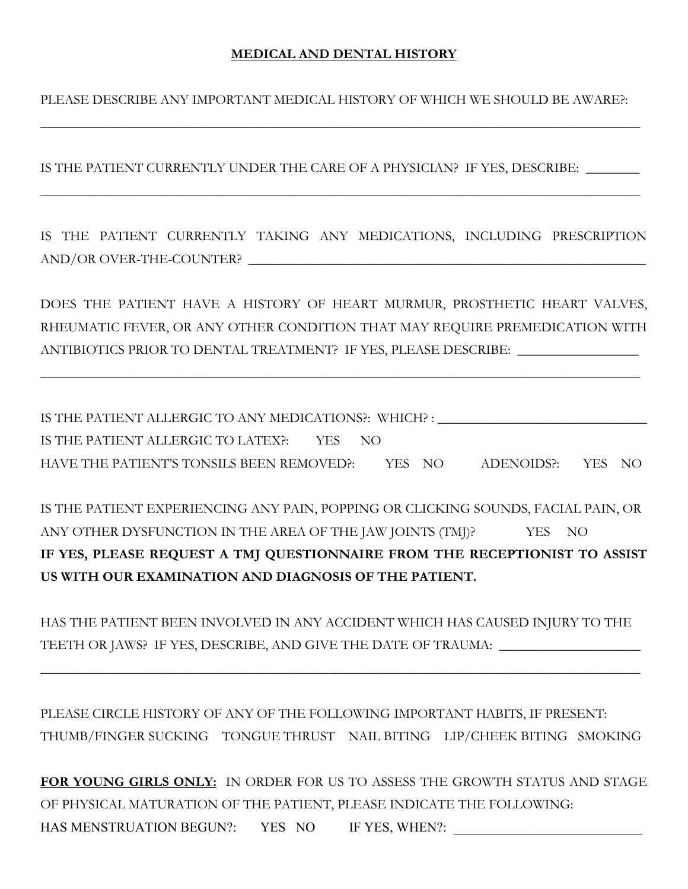# MEDICAL AND DENTAL HISTORY

PLEASE DESCRIBE ANY IMPORTANT MEDICAL HISTORY OF WHICH WE SHOULD BE AWARE?:

______________________________________________________________________________

IS THE PATIENT CURRENTLY UNDER THE CARE OF A PHYSICIAN? IF YES, DESCRIBE: ________

______________________________________________________________________________

IS THE PATIENT CURRENTLY TAKING ANY MEDICATIONS, INCLUDING PRESCRIPTION AND/OR OVER-THE-COUNTER? ___________________________________________________

DOES THE PATIENT HAVE A HISTORY OF HEART MURMUR, PROSTHETIC HEART VALVES, RHEUMATIC FEVER, OR ANY OTHER CONDITION THAT MAY REQUIRE PREMEDICATION WITH ANTIBIOTICS PRIOR TO DENTAL TREATMENT? IF YES, PLEASE DESCRIBE: _________________

______________________________________________________________________________

IS THE PATIENT ALLERGIC TO ANY MEDICATIONS?: WHICH? : ______________________________

IS THE PATIENT ALLERGIC TO LATEX?: YES NO

HAVE THE PATIENT'S TONSILS BEEN REMOVED?: YES NO ADENOIDS?: YES NO

IS THE PATIENT EXPERIENCING ANY PAIN, POPPING OR CLICKING SOUNDS, FACIAL PAIN, OR ANY OTHER DYSFUNCTION IN THE AREA OF THE JAW JOINTS (TMJ)? YES NO

**IF YES, PLEASE REQUEST A TMJ QUESTIONNAIRE FROM THE RECEPTIONIST TO ASSIST US WITH OUR EXAMINATION AND DIAGNOSIS OF THE PATIENT.**

HAS THE PATIENT BEEN INVOLVED IN ANY ACCIDENT WHICH HAS CAUSED INJURY TO THE TEETH OR JAWS? IF YES, DESCRIBE, AND GIVE THE DATE OF TRAUMA: ____________________

______________________________________________________________________________

PLEASE CIRCLE HISTORY OF ANY OF THE FOLLOWING IMPORTANT HABITS, IF PRESENT:

THUMB/FINGER SUCKING TONGUE THRUST NAIL BITING LIP/CHEEK BITING SMOKING

**FOR YOUNG GIRLS ONLY:** IN ORDER FOR US TO ASSESS THE GROWTH STATUS AND STAGE OF PHYSICAL MATURATION OF THE PATIENT, PLEASE INDICATE THE FOLLOWING:

HAS MENSTRUATION BEGUN?: YES NO IF YES, WHEN?: ___________________________